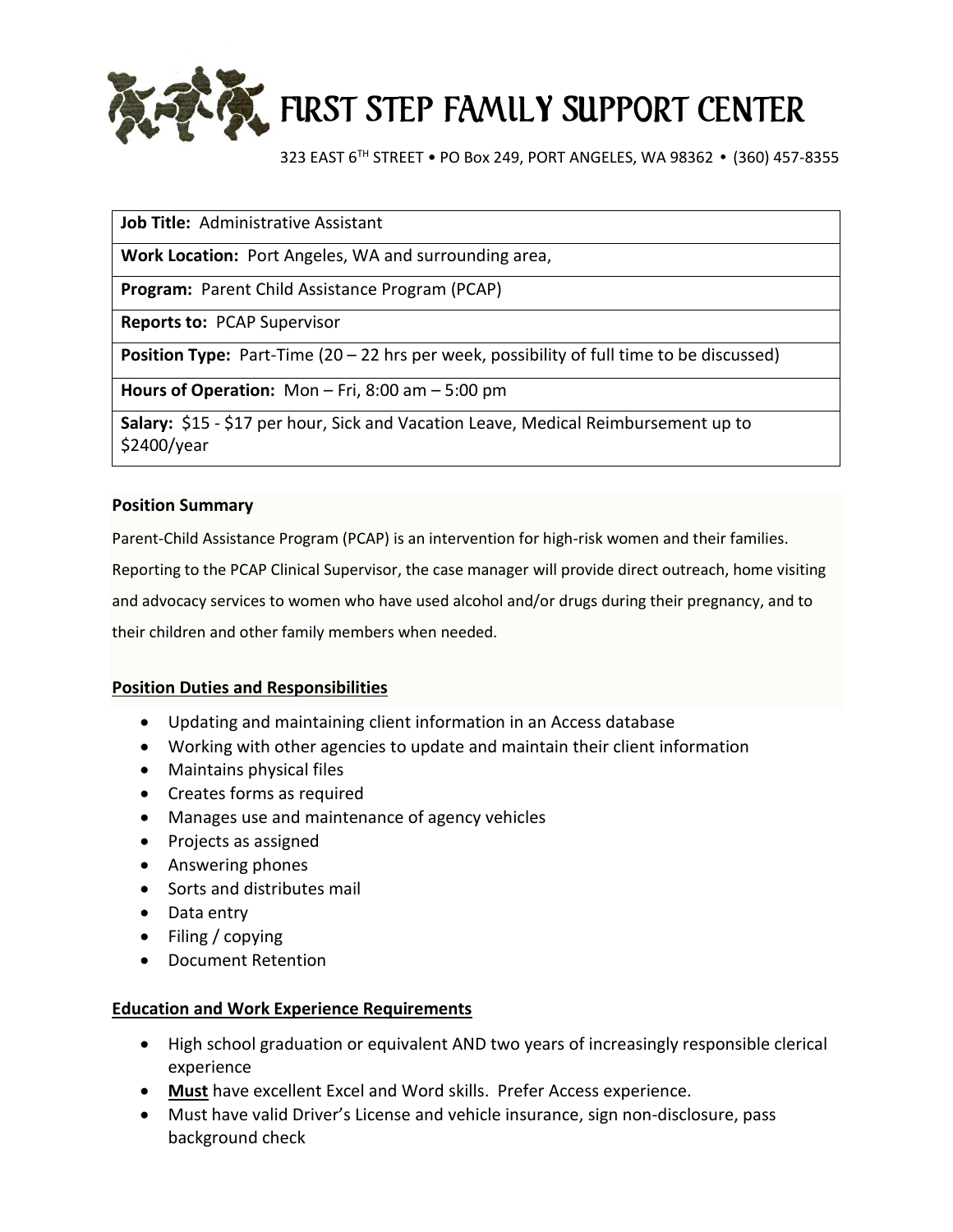# FIRST STEP FAMILY SUPPORT CENTER

323 EAST 6TH STREET • PO Box 249, PORT ANGELES, WA 98362 • (360) 457-8355

| |
|---|
| **Job Title:** Administrative Assistant |
| **Work Location:** Port Angeles, WA and surrounding area, |
| **Program:** Parent Child Assistance Program (PCAP) |
| **Reports to:** PCAP Supervisor |
| **Position Type:** Part-Time (20 – 22 hrs per week, possibility of full time to be discussed) |
| **Hours of Operation:** Mon – Fri, 8:00 am – 5:00 pm |
| **Salary:** $15 - $17 per hour, Sick and Vacation Leave, Medical Reimbursement up to $2400/year |

**Position Summary**

Parent-Child Assistance Program (PCAP) is an intervention for high-risk women and their families. Reporting to the PCAP Clinical Supervisor, the case manager will provide direct outreach, home visiting and advocacy services to women who have used alcohol and/or drugs during their pregnancy, and to their children and other family members when needed.

**Position Duties and Responsibilities**

- Updating and maintaining client information in an Access database
- Working with other agencies to update and maintain their client information
- Maintains physical files
- Creates forms as required
- Manages use and maintenance of agency vehicles
- Projects as assigned
- Answering phones
- Sorts and distributes mail
- Data entry
- Filing / copying
- Document Retention

**Education and Work Experience Requirements**

- High school graduation or equivalent AND two years of increasingly responsible clerical experience
- **Must** have excellent Excel and Word skills. Prefer Access experience.
- Must have valid Driver's License and vehicle insurance, sign non-disclosure, pass background check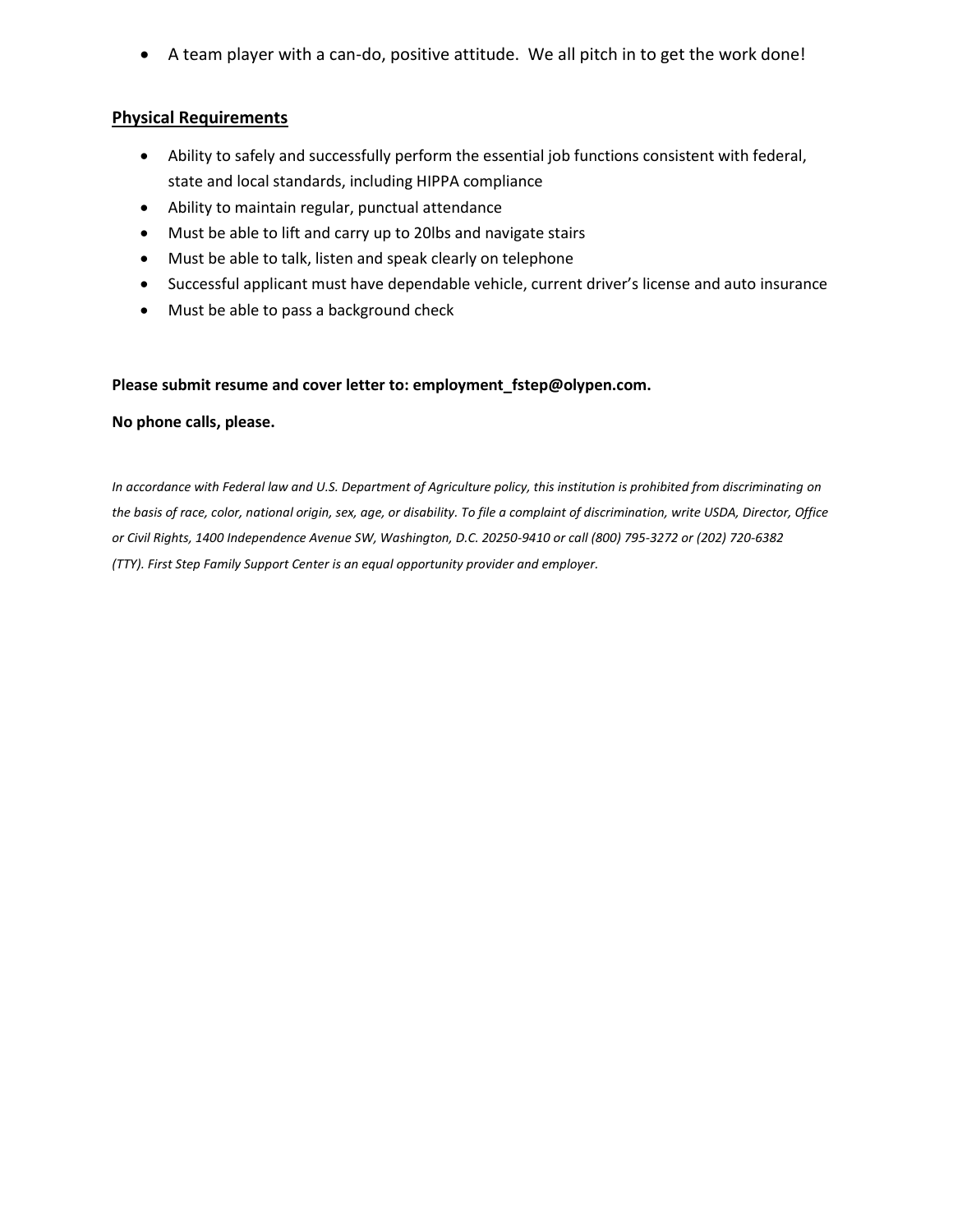- A team player with a can-do, positive attitude. We all pitch in to get the work done!

## Physical Requirements

- Ability to safely and successfully perform the essential job functions consistent with federal, state and local standards, including HIPPA compliance
- Ability to maintain regular, punctual attendance
- Must be able to lift and carry up to 20lbs and navigate stairs
- Must be able to talk, listen and speak clearly on telephone
- Successful applicant must have dependable vehicle, current driver's license and auto insurance
- Must be able to pass a background check

**Please submit resume and cover letter to: employment_fstep@olypen.com.**

**No phone calls, please.**

*In accordance with Federal law and U.S. Department of Agriculture policy, this institution is prohibited from discriminating on the basis of race, color, national origin, sex, age, or disability. To file a complaint of discrimination, write USDA, Director, Office or Civil Rights, 1400 Independence Avenue SW, Washington, D.C. 20250-9410 or call (800) 795-3272 or (202) 720-6382 (TTY). First Step Family Support Center is an equal opportunity provider and employer.*